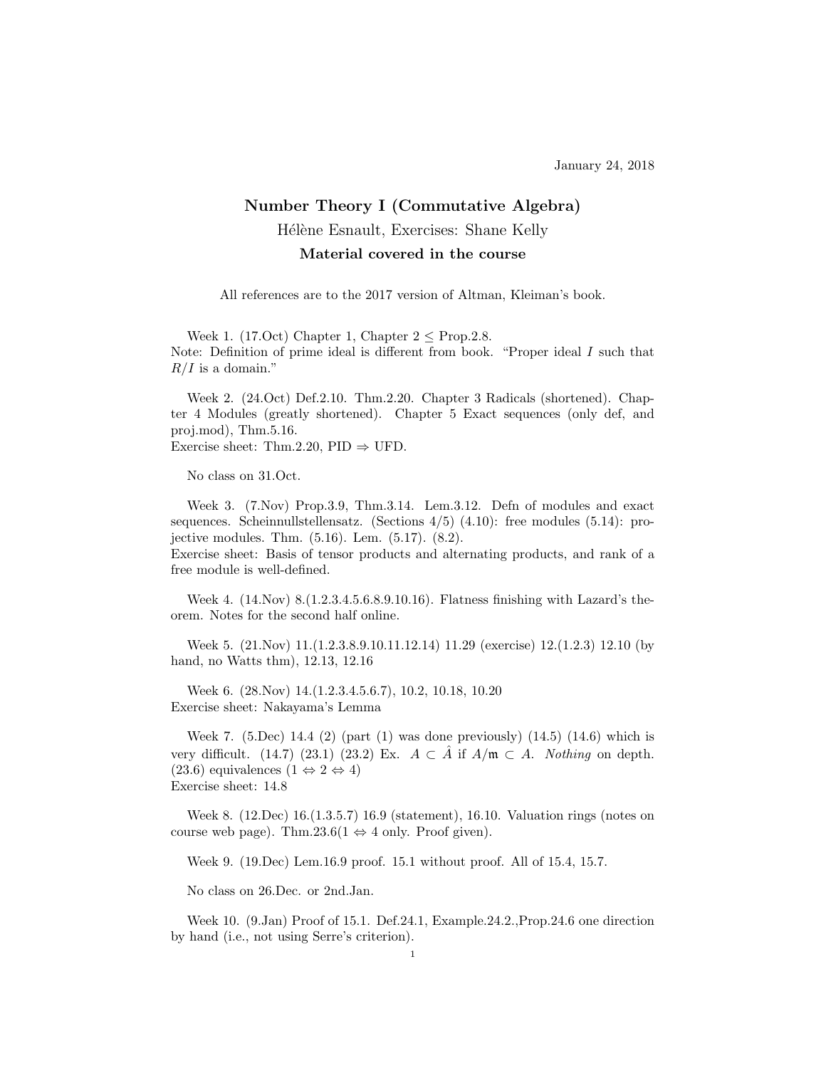January 24, 2018

# Number Theory I (Commutative Algebra)

Hélène Esnault, Exercises: Shane Kelly

**Material covered in the course**

All references are to the 2017 version of Altman, Kleiman's book.

Week 1. (17.Oct) Chapter 1, Chapter 2 $\leq$ Prop.2.8.
Note: Definition of prime ideal is different from book. "Proper ideal $I$ such that $R/I$ is a domain."

Week 2. (24.Oct) Def.2.10. Thm.2.20. Chapter 3 Radicals (shortened). Chapter 4 Modules (greatly shortened). Chapter 5 Exact sequences (only def, and proj.mod), Thm.5.16.
Exercise sheet: Thm.2.20, PID $\Rightarrow$ UFD.

No class on 31.Oct.

Week 3. (7.Nov) Prop.3.9, Thm.3.14. Lem.3.12. Defn of modules and exact sequences. Scheinnullstellensatz. (Sections 4/5) (4.10): free modules (5.14): projective modules. Thm. (5.16). Lem. (5.17). (8.2).
Exercise sheet: Basis of tensor products and alternating products, and rank of a free module is well-defined.

Week 4. (14.Nov) 8.(1.2.3.4.5.6.8.9.10.16). Flatness finishing with Lazard's theorem. Notes for the second half online.

Week 5. (21.Nov) 11.(1.2.3.8.9.10.11.12.14) 11.29 (exercise) 12.(1.2.3) 12.10 (by hand, no Watts thm), 12.13, 12.16

Week 6. (28.Nov) 14.(1.2.3.4.5.6.7), 10.2, 10.18, 10.20
Exercise sheet: Nakayama's Lemma

Week 7. (5.Dec) 14.4 (2) (part (1) was done previously) (14.5) (14.6) which is very difficult. (14.7) (23.1) (23.2) Ex. $A \subset \hat{A}$ if $A/\mathfrak{m} \subset A$. *Nothing* on depth. (23.6) equivalences ($1 \Leftrightarrow 2 \Leftrightarrow 4$)
Exercise sheet: 14.8

Week 8. (12.Dec) 16.(1.3.5.7) 16.9 (statement), 16.10. Valuation rings (notes on course web page). Thm.23.6($1 \Leftrightarrow 4$ only. Proof given).

Week 9. (19.Dec) Lem.16.9 proof. 15.1 without proof. All of 15.4, 15.7.

No class on 26.Dec. or 2nd.Jan.

Week 10. (9.Jan) Proof of 15.1. Def.24.1, Example.24.2.,Prop.24.6 one direction by hand (i.e., not using Serre's criterion).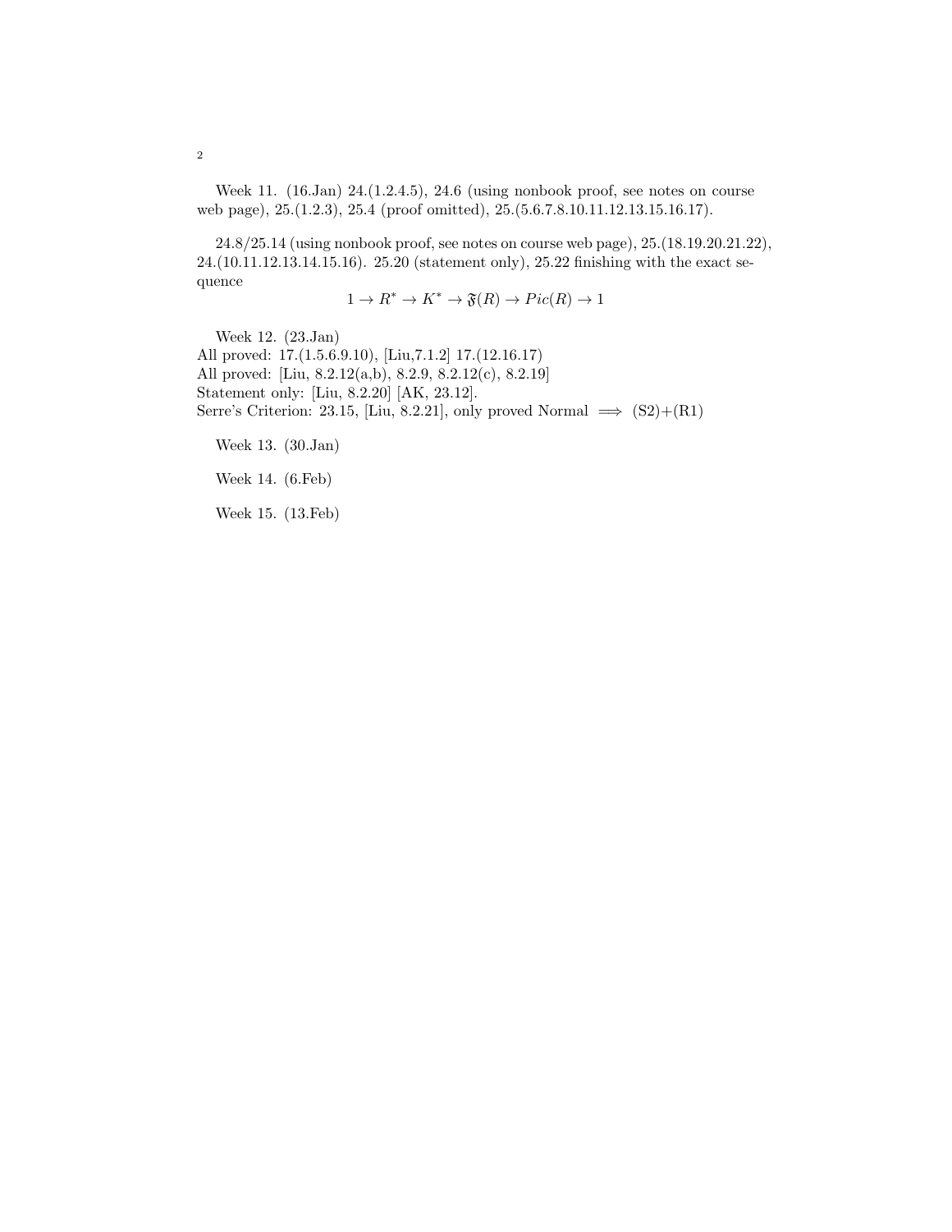Week 11. (16.Jan) 24.(1.2.4.5), 24.6 (using nonbook proof, see notes on course web page), 25.(1.2.3), 25.4 (proof omitted), 25.(5.6.7.8.10.11.12.13.15.16.17).

24.8/25.14 (using nonbook proof, see notes on course web page), 25.(18.19.20.21.22), 24.(10.11.12.13.14.15.16). 25.20 (statement only), 25.22 finishing with the exact sequence

$$1 \to R^* \to K^* \to \mathfrak{F}(R) \to Pic(R) \to 1$$

Week 12. (23.Jan)
All proved: 17.(1.5.6.9.10), [Liu,7.1.2] 17.(12.16.17)
All proved: [Liu, 8.2.12(a,b), 8.2.9, 8.2.12(c), 8.2.19]
Statement only: [Liu, 8.2.20] [AK, 23.12].
Serre's Criterion: 23.15, [Liu, 8.2.21], only proved Normal $\implies$ (S2)+(R1)

Week 13. (30.Jan)

Week 14. (6.Feb)

Week 15. (13.Feb)